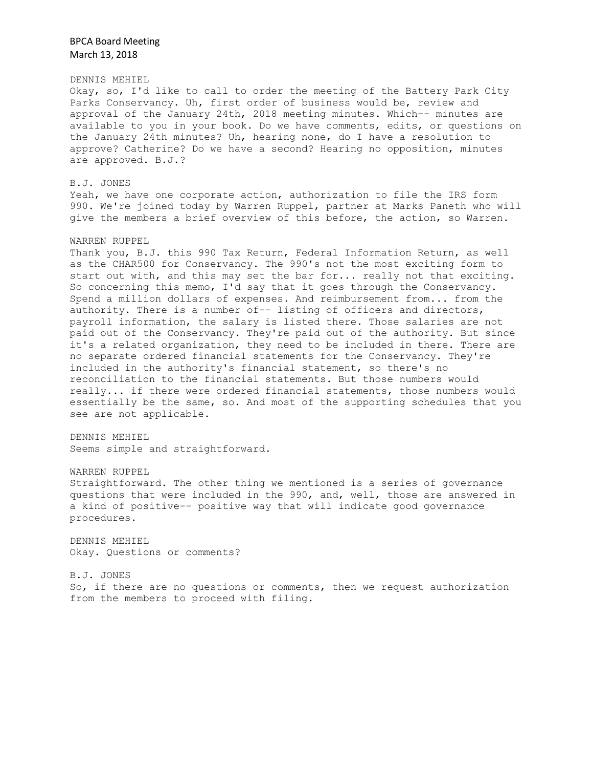BPCA Board Meeting
March 13, 2018

DENNIS MEHIEL
Okay, so, I'd like to call to order the meeting of the Battery Park City Parks Conservancy. Uh, first order of business would be, review and approval of the January 24th, 2018 meeting minutes. Which-- minutes are available to you in your book. Do we have comments, edits, or questions on the January 24th minutes? Uh, hearing none, do I have a resolution to approve? Catherine? Do we have a second? Hearing no opposition, minutes are approved. B.J.?

B.J. JONES
Yeah, we have one corporate action, authorization to file the IRS form 990. We're joined today by Warren Ruppel, partner at Marks Paneth who will give the members a brief overview of this before, the action, so Warren.

WARREN RUPPEL
Thank you, B.J. this 990 Tax Return, Federal Information Return, as well as the CHAR500 for Conservancy. The 990's not the most exciting form to start out with, and this may set the bar for... really not that exciting. So concerning this memo, I'd say that it goes through the Conservancy. Spend a million dollars of expenses. And reimbursement from... from the authority. There is a number of-- listing of officers and directors, payroll information, the salary is listed there. Those salaries are not paid out of the Conservancy. They're paid out of the authority. But since it's a related organization, they need to be included in there. There are no separate ordered financial statements for the Conservancy. They're included in the authority's financial statement, so there's no reconciliation to the financial statements. But those numbers would really... if there were ordered financial statements, those numbers would essentially be the same, so. And most of the supporting schedules that you see are not applicable.

DENNIS MEHIEL
Seems simple and straightforward.

WARREN RUPPEL
Straightforward. The other thing we mentioned is a series of governance questions that were included in the 990, and, well, those are answered in a kind of positive-- positive way that will indicate good governance procedures.

DENNIS MEHIEL
Okay. Questions or comments?

B.J. JONES
So, if there are no questions or comments, then we request authorization from the members to proceed with filing.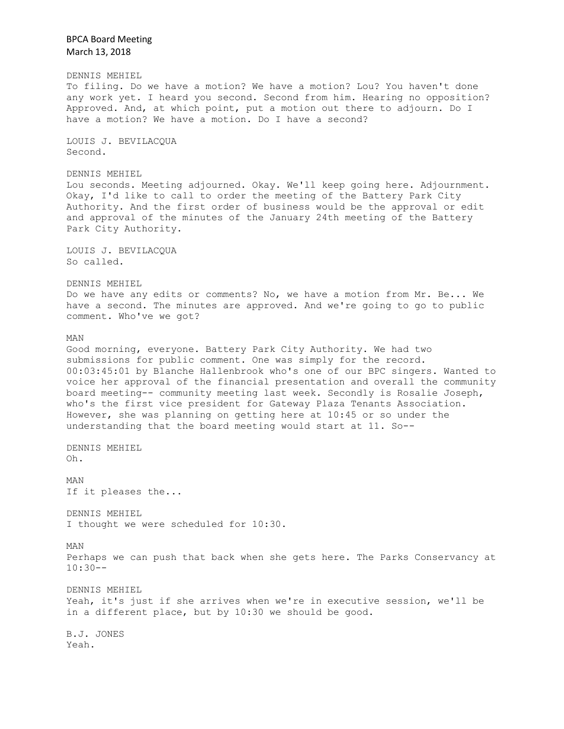DENNIS MEHIEL
To filing. Do we have a motion? We have a motion? Lou? You haven't done any work yet. I heard you second. Second from him. Hearing no opposition? Approved. And, at which point, put a motion out there to adjourn. Do I have a motion? We have a motion. Do I have a second?

LOUIS J. BEVILACQUA
Second.

DENNIS MEHIEL
Lou seconds. Meeting adjourned. Okay. We'll keep going here. Adjournment. Okay, I'd like to call to order the meeting of the Battery Park City Authority. And the first order of business would be the approval or edit and approval of the minutes of the January 24th meeting of the Battery Park City Authority.

LOUIS J. BEVILACQUA
So called.

DENNIS MEHIEL
Do we have any edits or comments? No, we have a motion from Mr. Be... We have a second. The minutes are approved. And we're going to go to public comment. Who've we got?

MAN
Good morning, everyone. Battery Park City Authority. We had two submissions for public comment. One was simply for the record. 00:03:45:01 by Blanche Hallenbrook who's one of our BPC singers. Wanted to voice her approval of the financial presentation and overall the community board meeting-- community meeting last week. Secondly is Rosalie Joseph, who's the first vice president for Gateway Plaza Tenants Association. However, she was planning on getting here at 10:45 or so under the understanding that the board meeting would start at 11. So--

DENNIS MEHIEL
Oh.

MAN
If it pleases the...

DENNIS MEHIEL
I thought we were scheduled for 10:30.

MAN
Perhaps we can push that back when she gets here. The Parks Conservancy at 10:30--

DENNIS MEHIEL
Yeah, it's just if she arrives when we're in executive session, we'll be in a different place, but by 10:30 we should be good.

B.J. JONES
Yeah.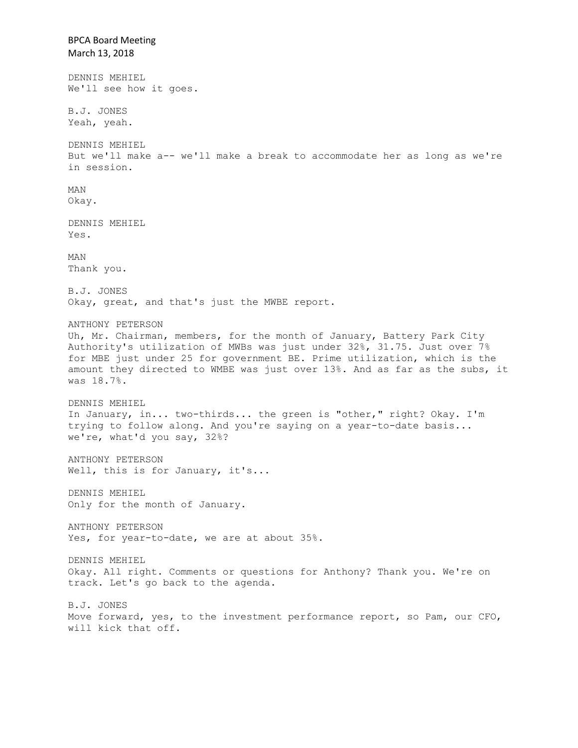DENNIS MEHIEL
We'll see how it goes.

B.J. JONES
Yeah, yeah.

DENNIS MEHIEL
But we'll make a-- we'll make a break to accommodate her as long as we're in session.

MAN
Okay.

DENNIS MEHIEL
Yes.

MAN
Thank you.

B.J. JONES
Okay, great, and that's just the MWBE report.

ANTHONY PETERSON
Uh, Mr. Chairman, members, for the month of January, Battery Park City Authority's utilization of MWBs was just under 32%, 31.75. Just over 7% for MBE just under 25 for government BE. Prime utilization, which is the amount they directed to WMBE was just over 13%. And as far as the subs, it was 18.7%.

DENNIS MEHIEL
In January, in... two-thirds... the green is "other," right? Okay. I'm trying to follow along. And you're saying on a year-to-date basis... we're, what'd you say, 32%?

ANTHONY PETERSON
Well, this is for January, it's...

DENNIS MEHIEL
Only for the month of January.

ANTHONY PETERSON
Yes, for year-to-date, we are at about 35%.

DENNIS MEHIEL
Okay. All right. Comments or questions for Anthony? Thank you. We're on track. Let's go back to the agenda.

B.J. JONES
Move forward, yes, to the investment performance report, so Pam, our CFO, will kick that off.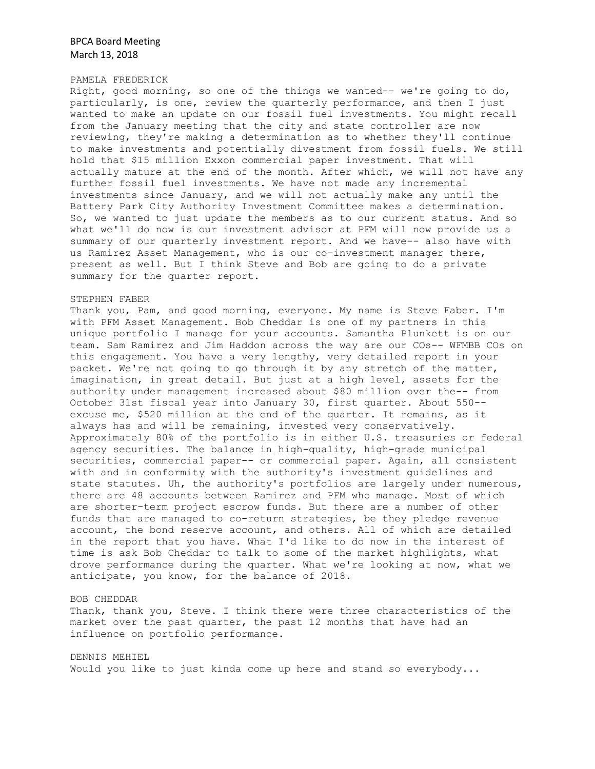PAMELA FREDERICK

Right, good morning, so one of the things we wanted-- we're going to do, particularly, is one, review the quarterly performance, and then I just wanted to make an update on our fossil fuel investments. You might recall from the January meeting that the city and state controller are now reviewing, they're making a determination as to whether they'll continue to make investments and potentially divestment from fossil fuels. We still hold that $15 million Exxon commercial paper investment. That will actually mature at the end of the month. After which, we will not have any further fossil fuel investments. We have not made any incremental investments since January, and we will not actually make any until the Battery Park City Authority Investment Committee makes a determination. So, we wanted to just update the members as to our current status. And so what we'll do now is our investment advisor at PFM will now provide us a summary of our quarterly investment report. And we have-- also have with us Ramirez Asset Management, who is our co-investment manager there, present as well. But I think Steve and Bob are going to do a private summary for the quarter report.

STEPHEN FABER

Thank you, Pam, and good morning, everyone. My name is Steve Faber. I'm with PFM Asset Management. Bob Cheddar is one of my partners in this unique portfolio I manage for your accounts. Samantha Plunkett is on our team. Sam Ramirez and Jim Haddon across the way are our COs-- WFMBB COs on this engagement. You have a very lengthy, very detailed report in your packet. We're not going to go through it by any stretch of the matter, imagination, in great detail. But just at a high level, assets for the authority under management increased about $80 million over the-- from October 31st fiscal year into January 30, first quarter. About 550-- excuse me, $520 million at the end of the quarter. It remains, as it always has and will be remaining, invested very conservatively. Approximately 80% of the portfolio is in either U.S. treasuries or federal agency securities. The balance in high-quality, high-grade municipal securities, commercial paper-- or commercial paper. Again, all consistent with and in conformity with the authority's investment guidelines and state statutes. Uh, the authority's portfolios are largely under numerous, there are 48 accounts between Ramirez and PFM who manage. Most of which are shorter-term project escrow funds. But there are a number of other funds that are managed to co-return strategies, be they pledge revenue account, the bond reserve account, and others. All of which are detailed in the report that you have. What I'd like to do now in the interest of time is ask Bob Cheddar to talk to some of the market highlights, what drove performance during the quarter. What we're looking at now, what we anticipate, you know, for the balance of 2018.

BOB CHEDDAR

Thank, thank you, Steve. I think there were three characteristics of the market over the past quarter, the past 12 months that have had an influence on portfolio performance.

DENNIS MEHIEL

Would you like to just kinda come up here and stand so everybody...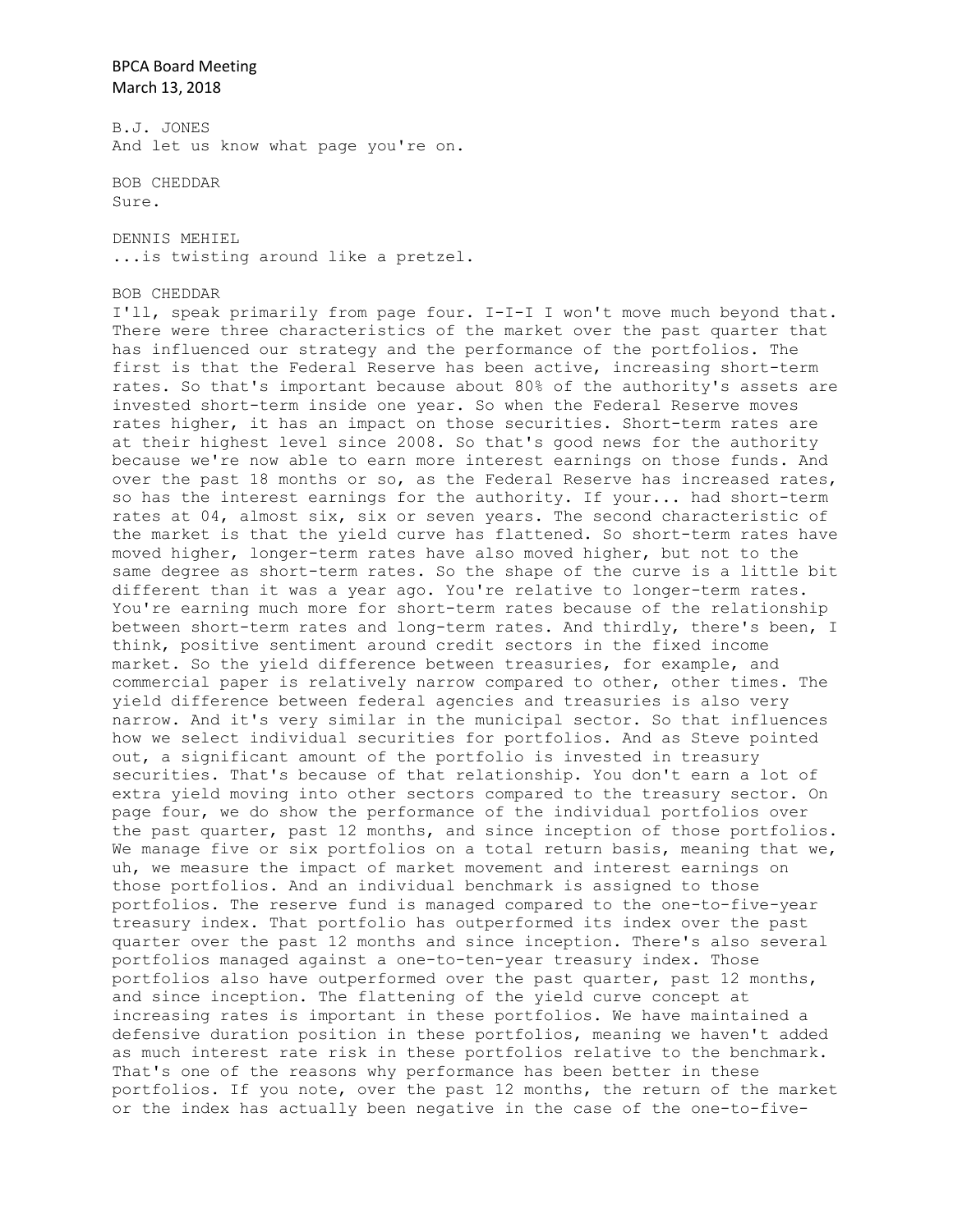B.J. JONES
And let us know what page you're on.

BOB CHEDDAR
Sure.

DENNIS MEHIEL
...is twisting around like a pretzel.

BOB CHEDDAR
I'll, speak primarily from page four. I-I-I I won't move much beyond that. There were three characteristics of the market over the past quarter that has influenced our strategy and the performance of the portfolios. The first is that the Federal Reserve has been active, increasing short-term rates. So that's important because about 80% of the authority's assets are invested short-term inside one year. So when the Federal Reserve moves rates higher, it has an impact on those securities. Short-term rates are at their highest level since 2008. So that's good news for the authority because we're now able to earn more interest earnings on those funds. And over the past 18 months or so, as the Federal Reserve has increased rates, so has the interest earnings for the authority. If your... had short-term rates at 04, almost six, six or seven years. The second characteristic of the market is that the yield curve has flattened. So short-term rates have moved higher, longer-term rates have also moved higher, but not to the same degree as short-term rates. So the shape of the curve is a little bit different than it was a year ago. You're relative to longer-term rates. You're earning much more for short-term rates because of the relationship between short-term rates and long-term rates. And thirdly, there's been, I think, positive sentiment around credit sectors in the fixed income market. So the yield difference between treasuries, for example, and commercial paper is relatively narrow compared to other, other times. The yield difference between federal agencies and treasuries is also very narrow. And it's very similar in the municipal sector. So that influences how we select individual securities for portfolios. And as Steve pointed out, a significant amount of the portfolio is invested in treasury securities. That's because of that relationship. You don't earn a lot of extra yield moving into other sectors compared to the treasury sector. On page four, we do show the performance of the individual portfolios over the past quarter, past 12 months, and since inception of those portfolios. We manage five or six portfolios on a total return basis, meaning that we, uh, we measure the impact of market movement and interest earnings on those portfolios. And an individual benchmark is assigned to those portfolios. The reserve fund is managed compared to the one-to-five-year treasury index. That portfolio has outperformed its index over the past quarter over the past 12 months and since inception. There's also several portfolios managed against a one-to-ten-year treasury index. Those portfolios also have outperformed over the past quarter, past 12 months, and since inception. The flattening of the yield curve concept at increasing rates is important in these portfolios. We have maintained a defensive duration position in these portfolios, meaning we haven't added as much interest rate risk in these portfolios relative to the benchmark. That's one of the reasons why performance has been better in these portfolios. If you note, over the past 12 months, the return of the market or the index has actually been negative in the case of the one-to-five-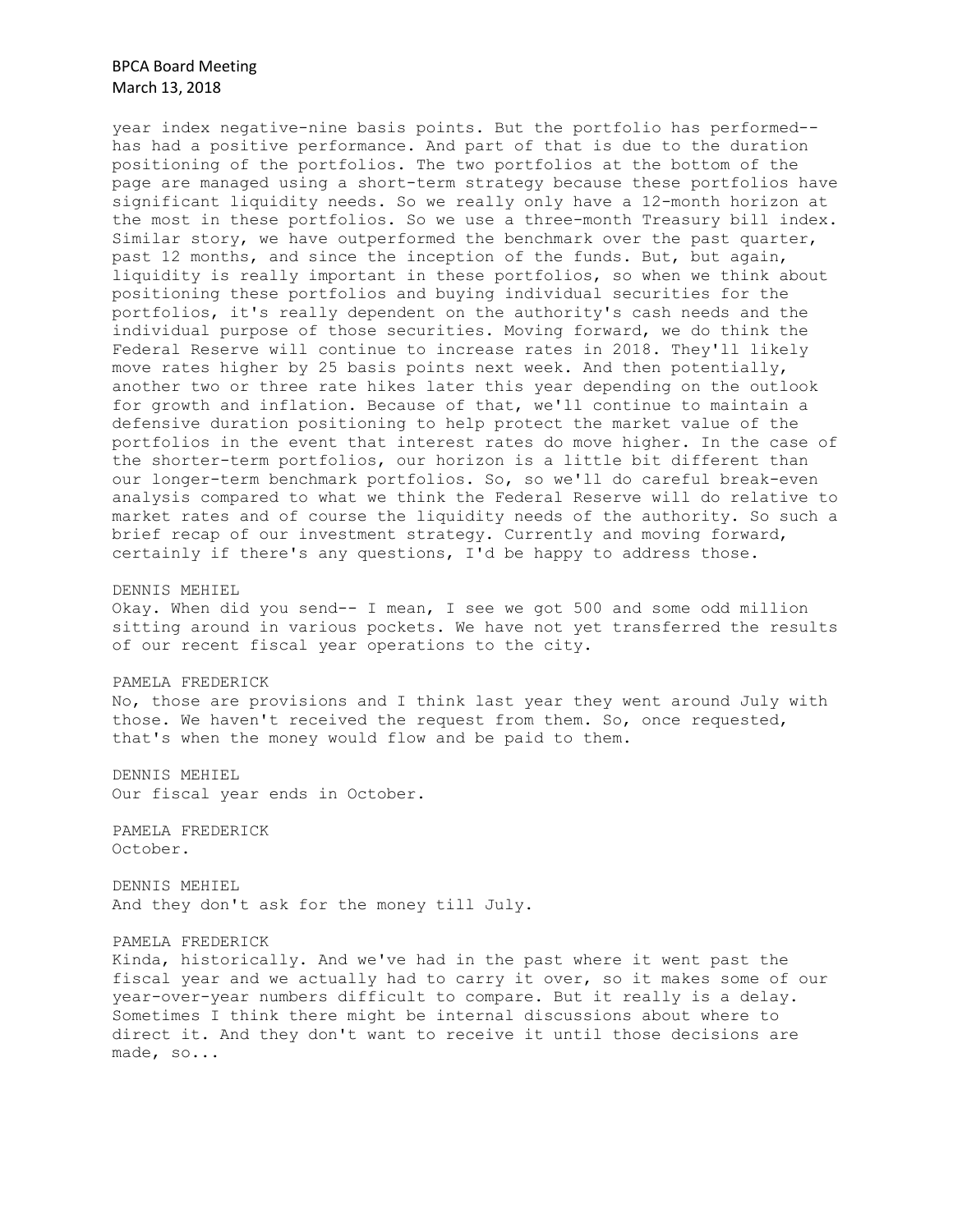year index negative-nine basis points. But the portfolio has performed--has had a positive performance. And part of that is due to the duration positioning of the portfolios. The two portfolios at the bottom of the page are managed using a short-term strategy because these portfolios have significant liquidity needs. So we really only have a 12-month horizon at the most in these portfolios. So we use a three-month Treasury bill index. Similar story, we have outperformed the benchmark over the past quarter, past 12 months, and since the inception of the funds. But, but again, liquidity is really important in these portfolios, so when we think about positioning these portfolios and buying individual securities for the portfolios, it's really dependent on the authority's cash needs and the individual purpose of those securities. Moving forward, we do think the Federal Reserve will continue to increase rates in 2018. They'll likely move rates higher by 25 basis points next week. And then potentially, another two or three rate hikes later this year depending on the outlook for growth and inflation. Because of that, we'll continue to maintain a defensive duration positioning to help protect the market value of the portfolios in the event that interest rates do move higher. In the case of the shorter-term portfolios, our horizon is a little bit different than our longer-term benchmark portfolios. So, so we'll do careful break-even analysis compared to what we think the Federal Reserve will do relative to market rates and of course the liquidity needs of the authority. So such a brief recap of our investment strategy. Currently and moving forward, certainly if there's any questions, I'd be happy to address those.

DENNIS MEHIEL
Okay. When did you send-- I mean, I see we got 500 and some odd million sitting around in various pockets. We have not yet transferred the results of our recent fiscal year operations to the city.

PAMELA FREDERICK
No, those are provisions and I think last year they went around July with those. We haven't received the request from them. So, once requested, that's when the money would flow and be paid to them.

DENNIS MEHIEL
Our fiscal year ends in October.

PAMELA FREDERICK
October.

DENNIS MEHIEL
And they don't ask for the money till July.

PAMELA FREDERICK
Kinda, historically. And we've had in the past where it went past the fiscal year and we actually had to carry it over, so it makes some of our year-over-year numbers difficult to compare. But it really is a delay. Sometimes I think there might be internal discussions about where to direct it. And they don't want to receive it until those decisions are made, so...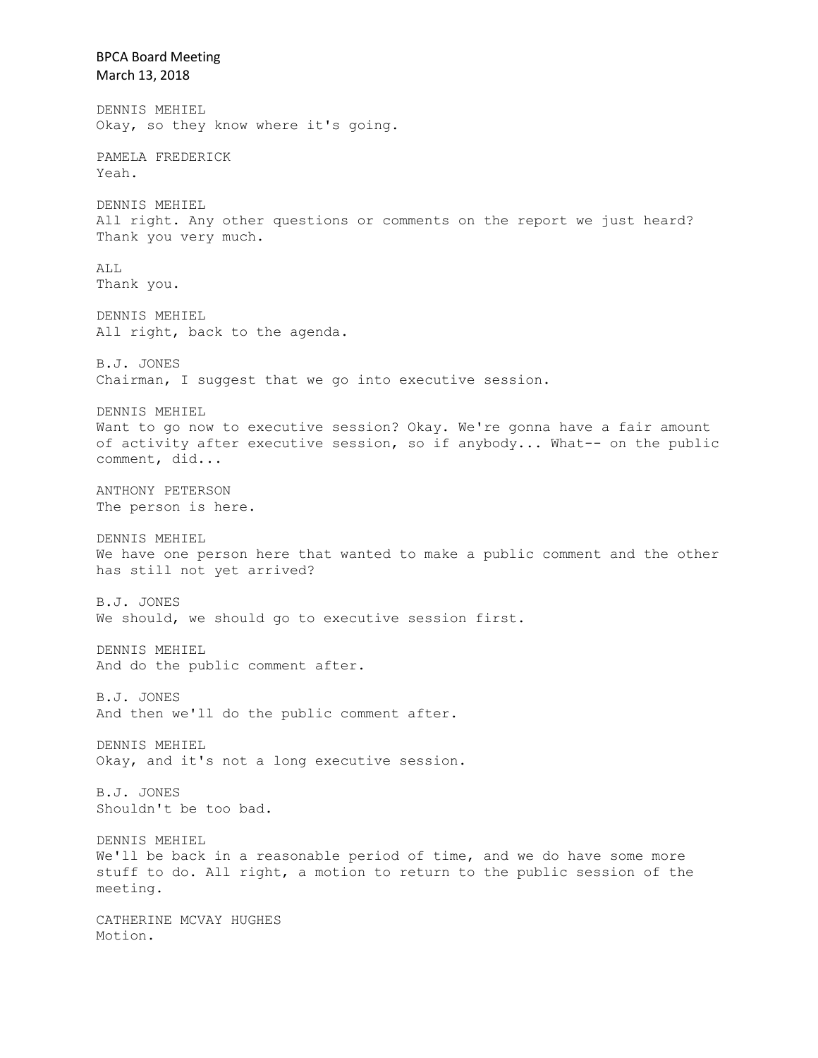DENNIS MEHIEL
Okay, so they know where it's going.

PAMELA FREDERICK
Yeah.

DENNIS MEHIEL
All right. Any other questions or comments on the report we just heard? Thank you very much.

ALL
Thank you.

DENNIS MEHIEL
All right, back to the agenda.

B.J. JONES
Chairman, I suggest that we go into executive session.

DENNIS MEHIEL
Want to go now to executive session? Okay. We're gonna have a fair amount of activity after executive session, so if anybody... What-- on the public comment, did...

ANTHONY PETERSON
The person is here.

DENNIS MEHIEL
We have one person here that wanted to make a public comment and the other has still not yet arrived?

B.J. JONES
We should, we should go to executive session first.

DENNIS MEHIEL
And do the public comment after.

B.J. JONES
And then we'll do the public comment after.

DENNIS MEHIEL
Okay, and it's not a long executive session.

B.J. JONES
Shouldn't be too bad.

DENNIS MEHIEL
We'll be back in a reasonable period of time, and we do have some more stuff to do. All right, a motion to return to the public session of the meeting.

CATHERINE MCVAY HUGHES
Motion.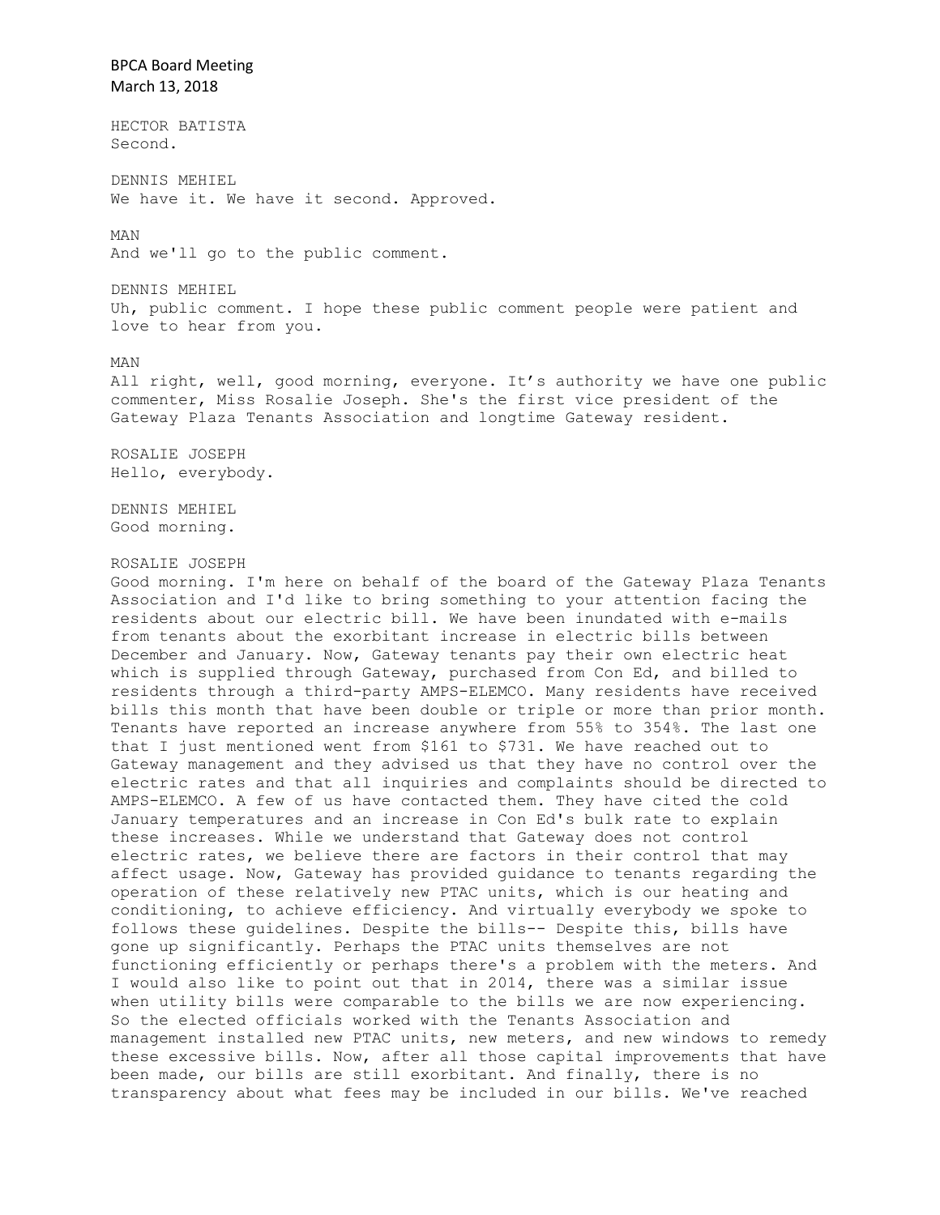HECTOR BATISTA
Second.

DENNIS MEHIEL
We have it. We have it second. Approved.

MAN
And we'll go to the public comment.

DENNIS MEHIEL
Uh, public comment. I hope these public comment people were patient and love to hear from you.

MAN
All right, well, good morning, everyone. It's authority we have one public commenter, Miss Rosalie Joseph. She's the first vice president of the Gateway Plaza Tenants Association and longtime Gateway resident.

ROSALIE JOSEPH
Hello, everybody.

DENNIS MEHIEL
Good morning.

ROSALIE JOSEPH
Good morning. I'm here on behalf of the board of the Gateway Plaza Tenants Association and I'd like to bring something to your attention facing the residents about our electric bill. We have been inundated with e-mails from tenants about the exorbitant increase in electric bills between December and January. Now, Gateway tenants pay their own electric heat which is supplied through Gateway, purchased from Con Ed, and billed to residents through a third-party AMPS-ELEMCO. Many residents have received bills this month that have been double or triple or more than prior month. Tenants have reported an increase anywhere from 55% to 354%. The last one that I just mentioned went from $161 to $731. We have reached out to Gateway management and they advised us that they have no control over the electric rates and that all inquiries and complaints should be directed to AMPS-ELEMCO. A few of us have contacted them. They have cited the cold January temperatures and an increase in Con Ed's bulk rate to explain these increases. While we understand that Gateway does not control electric rates, we believe there are factors in their control that may affect usage. Now, Gateway has provided guidance to tenants regarding the operation of these relatively new PTAC units, which is our heating and conditioning, to achieve efficiency. And virtually everybody we spoke to follows these guidelines. Despite the bills-- Despite this, bills have gone up significantly. Perhaps the PTAC units themselves are not functioning efficiently or perhaps there's a problem with the meters. And I would also like to point out that in 2014, there was a similar issue when utility bills were comparable to the bills we are now experiencing. So the elected officials worked with the Tenants Association and management installed new PTAC units, new meters, and new windows to remedy these excessive bills. Now, after all those capital improvements that have been made, our bills are still exorbitant. And finally, there is no transparency about what fees may be included in our bills. We've reached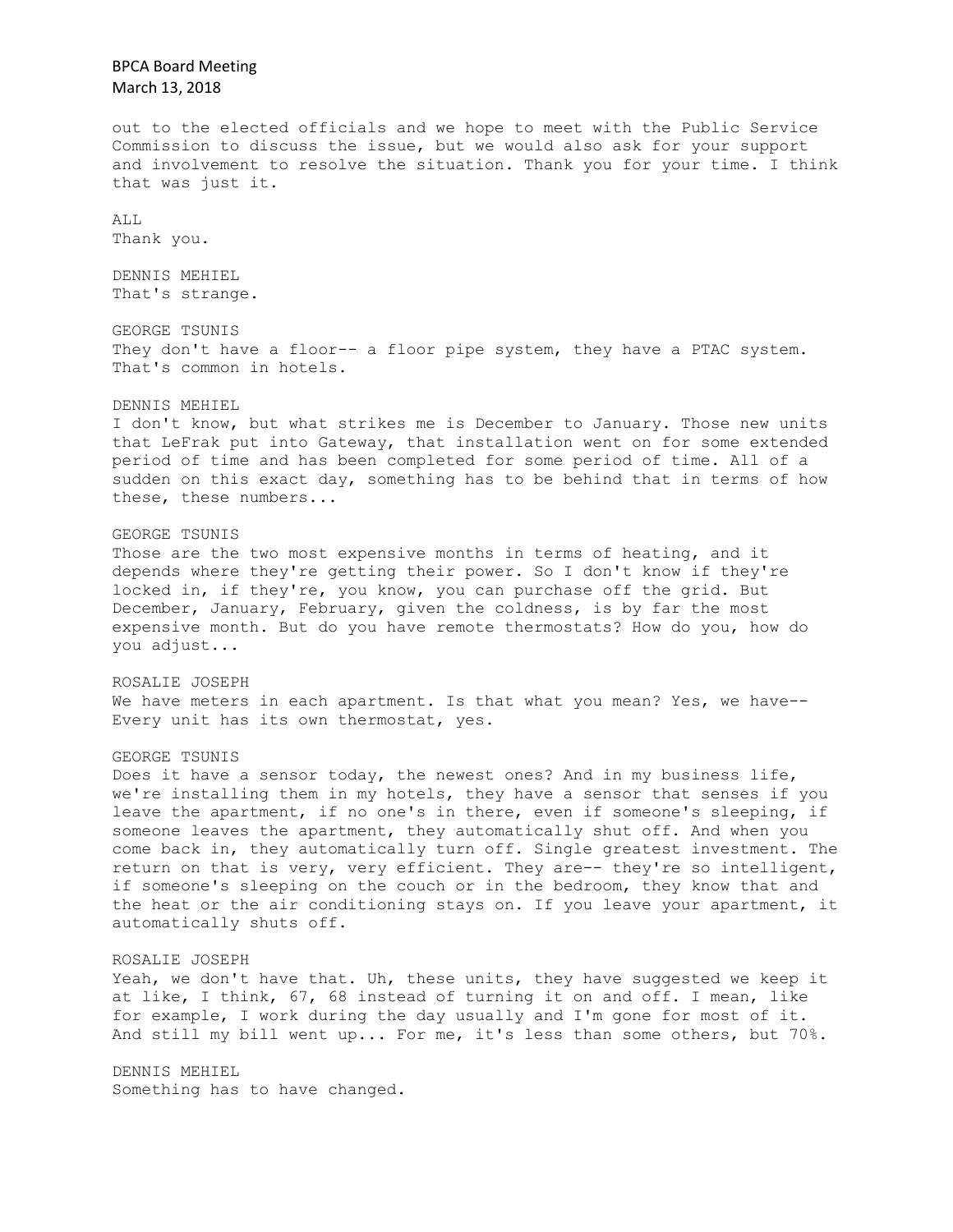out to the elected officials and we hope to meet with the Public Service Commission to discuss the issue, but we would also ask for your support and involvement to resolve the situation. Thank you for your time. I think that was just it.

ALL
Thank you.

DENNIS MEHIEL
That's strange.

GEORGE TSUNIS
They don't have a floor-- a floor pipe system, they have a PTAC system. That's common in hotels.

DENNIS MEHIEL
I don't know, but what strikes me is December to January. Those new units that LeFrak put into Gateway, that installation went on for some extended period of time and has been completed for some period of time. All of a sudden on this exact day, something has to be behind that in terms of how these, these numbers...

GEORGE TSUNIS
Those are the two most expensive months in terms of heating, and it depends where they're getting their power. So I don't know if they're locked in, if they're, you know, you can purchase off the grid. But December, January, February, given the coldness, is by far the most expensive month. But do you have remote thermostats? How do you, how do you adjust...

ROSALIE JOSEPH
We have meters in each apartment. Is that what you mean? Yes, we have-- Every unit has its own thermostat, yes.

GEORGE TSUNIS
Does it have a sensor today, the newest ones? And in my business life, we're installing them in my hotels, they have a sensor that senses if you leave the apartment, if no one's in there, even if someone's sleeping, if someone leaves the apartment, they automatically shut off. And when you come back in, they automatically turn off. Single greatest investment. The return on that is very, very efficient. They are-- they're so intelligent, if someone's sleeping on the couch or in the bedroom, they know that and the heat or the air conditioning stays on. If you leave your apartment, it automatically shuts off.

ROSALIE JOSEPH
Yeah, we don't have that. Uh, these units, they have suggested we keep it at like, I think, 67, 68 instead of turning it on and off. I mean, like for example, I work during the day usually and I'm gone for most of it. And still my bill went up... For me, it's less than some others, but 70%.

DENNIS MEHIEL
Something has to have changed.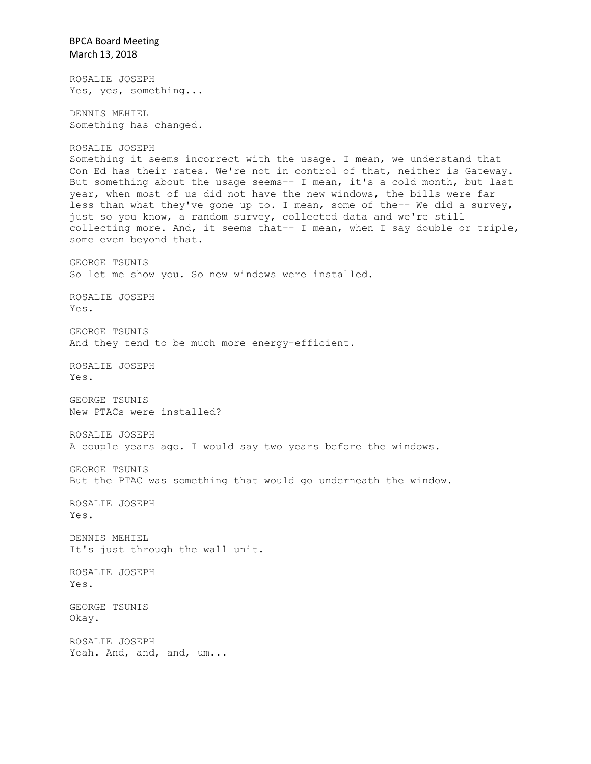ROSALIE JOSEPH
Yes, yes, something...

DENNIS MEHIEL
Something has changed.

ROSALIE JOSEPH
Something it seems incorrect with the usage. I mean, we understand that Con Ed has their rates. We're not in control of that, neither is Gateway. But something about the usage seems-- I mean, it's a cold month, but last year, when most of us did not have the new windows, the bills were far less than what they've gone up to. I mean, some of the-- We did a survey, just so you know, a random survey, collected data and we're still collecting more. And, it seems that-- I mean, when I say double or triple, some even beyond that.

GEORGE TSUNIS
So let me show you. So new windows were installed.

ROSALIE JOSEPH
Yes.

GEORGE TSUNIS
And they tend to be much more energy-efficient.

ROSALIE JOSEPH
Yes.

GEORGE TSUNIS
New PTACs were installed?

ROSALIE JOSEPH
A couple years ago. I would say two years before the windows.

GEORGE TSUNIS
But the PTAC was something that would go underneath the window.

ROSALIE JOSEPH
Yes.

DENNIS MEHIEL
It's just through the wall unit.

ROSALIE JOSEPH
Yes.

GEORGE TSUNIS
Okay.

ROSALIE JOSEPH
Yeah. And, and, and, um...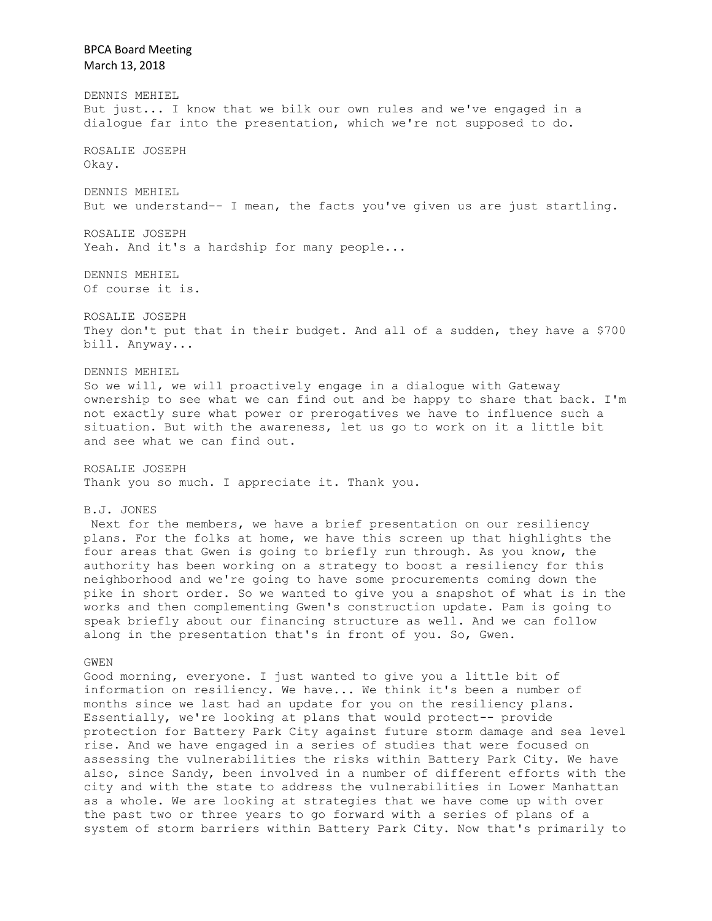DENNIS MEHIEL
But just... I know that we bilk our own rules and we've engaged in a dialogue far into the presentation, which we're not supposed to do.

ROSALIE JOSEPH
Okay.

DENNIS MEHIEL
But we understand-- I mean, the facts you've given us are just startling.

ROSALIE JOSEPH
Yeah. And it's a hardship for many people...

DENNIS MEHIEL
Of course it is.

ROSALIE JOSEPH
They don't put that in their budget. And all of a sudden, they have a $700 bill. Anyway...

DENNIS MEHIEL
So we will, we will proactively engage in a dialogue with Gateway ownership to see what we can find out and be happy to share that back. I'm not exactly sure what power or prerogatives we have to influence such a situation. But with the awareness, let us go to work on it a little bit and see what we can find out.

ROSALIE JOSEPH
Thank you so much. I appreciate it. Thank you.

B.J. JONES
Next for the members, we have a brief presentation on our resiliency plans. For the folks at home, we have this screen up that highlights the four areas that Gwen is going to briefly run through. As you know, the authority has been working on a strategy to boost a resiliency for this neighborhood and we're going to have some procurements coming down the pike in short order. So we wanted to give you a snapshot of what is in the works and then complementing Gwen's construction update. Pam is going to speak briefly about our financing structure as well. And we can follow along in the presentation that's in front of you. So, Gwen.

GWEN
Good morning, everyone. I just wanted to give you a little bit of information on resiliency. We have... We think it's been a number of months since we last had an update for you on the resiliency plans. Essentially, we're looking at plans that would protect-- provide protection for Battery Park City against future storm damage and sea level rise. And we have engaged in a series of studies that were focused on assessing the vulnerabilities the risks within Battery Park City. We have also, since Sandy, been involved in a number of different efforts with the city and with the state to address the vulnerabilities in Lower Manhattan as a whole. We are looking at strategies that we have come up with over the past two or three years to go forward with a series of plans of a system of storm barriers within Battery Park City. Now that's primarily to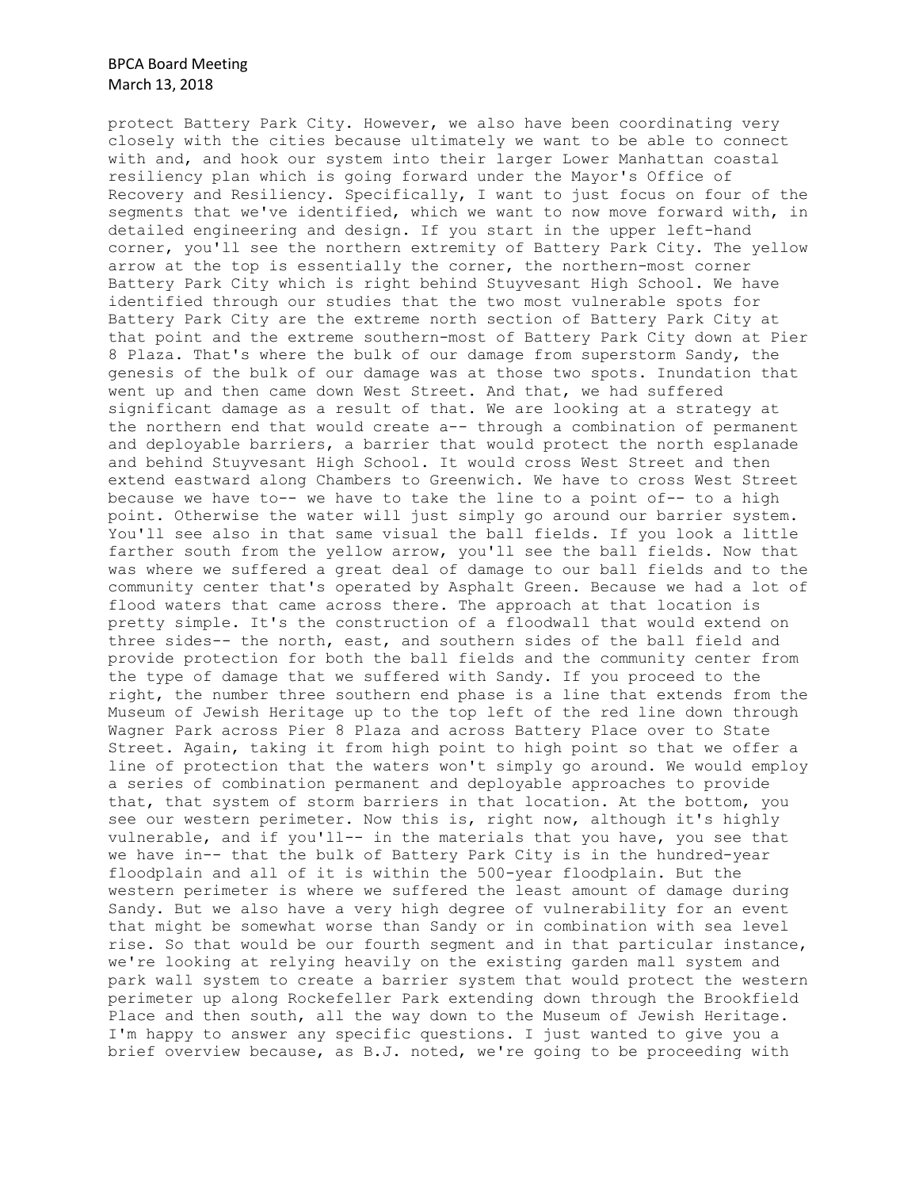protect Battery Park City. However, we also have been coordinating very closely with the cities because ultimately we want to be able to connect with and, and hook our system into their larger Lower Manhattan coastal resiliency plan which is going forward under the Mayor's Office of Recovery and Resiliency. Specifically, I want to just focus on four of the segments that we've identified, which we want to now move forward with, in detailed engineering and design. If you start in the upper left-hand corner, you'll see the northern extremity of Battery Park City. The yellow arrow at the top is essentially the corner, the northern-most corner Battery Park City which is right behind Stuyvesant High School. We have identified through our studies that the two most vulnerable spots for Battery Park City are the extreme north section of Battery Park City at that point and the extreme southern-most of Battery Park City down at Pier 8 Plaza. That's where the bulk of our damage from superstorm Sandy, the genesis of the bulk of our damage was at those two spots. Inundation that went up and then came down West Street. And that, we had suffered significant damage as a result of that. We are looking at a strategy at the northern end that would create a-- through a combination of permanent and deployable barriers, a barrier that would protect the north esplanade and behind Stuyvesant High School. It would cross West Street and then extend eastward along Chambers to Greenwich. We have to cross West Street because we have to-- we have to take the line to a point of-- to a high point. Otherwise the water will just simply go around our barrier system. You'll see also in that same visual the ball fields. If you look a little farther south from the yellow arrow, you'll see the ball fields. Now that was where we suffered a great deal of damage to our ball fields and to the community center that's operated by Asphalt Green. Because we had a lot of flood waters that came across there. The approach at that location is pretty simple. It's the construction of a floodwall that would extend on three sides-- the north, east, and southern sides of the ball field and provide protection for both the ball fields and the community center from the type of damage that we suffered with Sandy. If you proceed to the right, the number three southern end phase is a line that extends from the Museum of Jewish Heritage up to the top left of the red line down through Wagner Park across Pier 8 Plaza and across Battery Place over to State Street. Again, taking it from high point to high point so that we offer a line of protection that the waters won't simply go around. We would employ a series of combination permanent and deployable approaches to provide that, that system of storm barriers in that location. At the bottom, you see our western perimeter. Now this is, right now, although it's highly vulnerable, and if you'll-- in the materials that you have, you see that we have in-- that the bulk of Battery Park City is in the hundred-year floodplain and all of it is within the 500-year floodplain. But the western perimeter is where we suffered the least amount of damage during Sandy. But we also have a very high degree of vulnerability for an event that might be somewhat worse than Sandy or in combination with sea level rise. So that would be our fourth segment and in that particular instance, we're looking at relying heavily on the existing garden mall system and park wall system to create a barrier system that would protect the western perimeter up along Rockefeller Park extending down through the Brookfield Place and then south, all the way down to the Museum of Jewish Heritage. I'm happy to answer any specific questions. I just wanted to give you a brief overview because, as B.J. noted, we're going to be proceeding with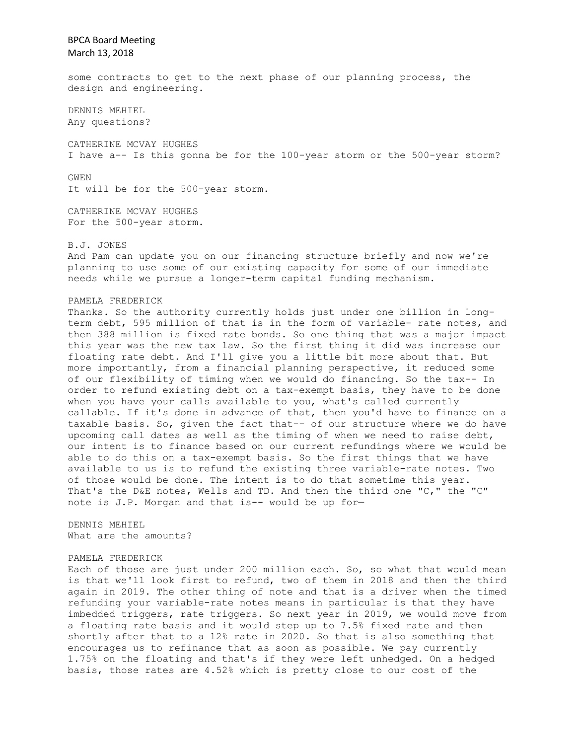some contracts to get to the next phase of our planning process, the design and engineering.

DENNIS MEHIEL
Any questions?

CATHERINE MCVAY HUGHES
I have a-- Is this gonna be for the 100-year storm or the 500-year storm?

GWEN
It will be for the 500-year storm.

CATHERINE MCVAY HUGHES
For the 500-year storm.

B.J. JONES
And Pam can update you on our financing structure briefly and now we're planning to use some of our existing capacity for some of our immediate needs while we pursue a longer-term capital funding mechanism.

PAMELA FREDERICK
Thanks. So the authority currently holds just under one billion in long-term debt, 595 million of that is in the form of variable- rate notes, and then 388 million is fixed rate bonds. So one thing that was a major impact this year was the new tax law. So the first thing it did was increase our floating rate debt. And I'll give you a little bit more about that. But more importantly, from a financial planning perspective, it reduced some of our flexibility of timing when we would do financing. So the tax-- In order to refund existing debt on a tax-exempt basis, they have to be done when you have your calls available to you, what's called currently callable. If it's done in advance of that, then you'd have to finance on a taxable basis. So, given the fact that-- of our structure where we do have upcoming call dates as well as the timing of when we need to raise debt, our intent is to finance based on our current refundings where we would be able to do this on a tax-exempt basis. So the first things that we have available to us is to refund the existing three variable-rate notes. Two of those would be done. The intent is to do that sometime this year. That's the D&E notes, Wells and TD. And then the third one "C," the "C" note is J.P. Morgan and that is-- would be up for—

DENNIS MEHIEL
What are the amounts?

PAMELA FREDERICK
Each of those are just under 200 million each. So, so what that would mean is that we'll look first to refund, two of them in 2018 and then the third again in 2019. The other thing of note and that is a driver when the timed refunding your variable-rate notes means in particular is that they have imbedded triggers, rate triggers. So next year in 2019, we would move from a floating rate basis and it would step up to 7.5% fixed rate and then shortly after that to a 12% rate in 2020. So that is also something that encourages us to refinance that as soon as possible. We pay currently 1.75% on the floating and that's if they were left unhedged. On a hedged basis, those rates are 4.52% which is pretty close to our cost of the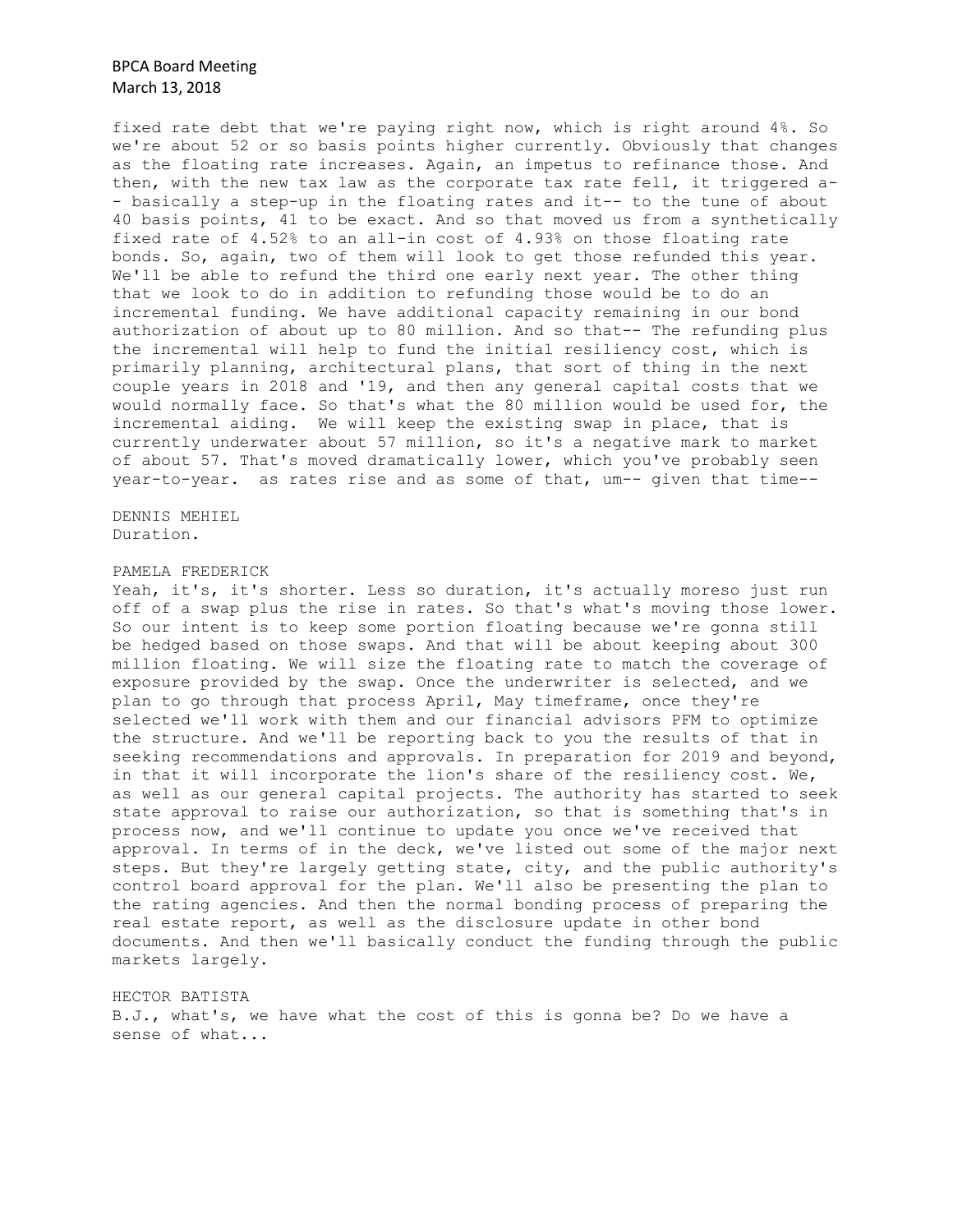fixed rate debt that we're paying right now, which is right around 4%. So we're about 52 or so basis points higher currently. Obviously that changes as the floating rate increases. Again, an impetus to refinance those. And then, with the new tax law as the corporate tax rate fell, it triggered a-- basically a step-up in the floating rates and it-- to the tune of about 40 basis points, 41 to be exact. And so that moved us from a synthetically fixed rate of 4.52% to an all-in cost of 4.93% on those floating rate bonds. So, again, two of them will look to get those refunded this year. We'll be able to refund the third one early next year. The other thing that we look to do in addition to refunding those would be to do an incremental funding. We have additional capacity remaining in our bond authorization of about up to 80 million. And so that-- The refunding plus the incremental will help to fund the initial resiliency cost, which is primarily planning, architectural plans, that sort of thing in the next couple years in 2018 and '19, and then any general capital costs that we would normally face. So that's what the 80 million would be used for, the incremental aiding. We will keep the existing swap in place, that is currently underwater about 57 million, so it's a negative mark to market of about 57. That's moved dramatically lower, which you've probably seen year-to-year. as rates rise and as some of that, um-- given that time--

DENNIS MEHIEL
Duration.

PAMELA FREDERICK
Yeah, it's, it's shorter. Less so duration, it's actually moreso just run off of a swap plus the rise in rates. So that's what's moving those lower. So our intent is to keep some portion floating because we're gonna still be hedged based on those swaps. And that will be about keeping about 300 million floating. We will size the floating rate to match the coverage of exposure provided by the swap. Once the underwriter is selected, and we plan to go through that process April, May timeframe, once they're selected we'll work with them and our financial advisors PFM to optimize the structure. And we'll be reporting back to you the results of that in seeking recommendations and approvals. In preparation for 2019 and beyond, in that it will incorporate the lion's share of the resiliency cost. We, as well as our general capital projects. The authority has started to seek state approval to raise our authorization, so that is something that's in process now, and we'll continue to update you once we've received that approval. In terms of in the deck, we've listed out some of the major next steps. But they're largely getting state, city, and the public authority's control board approval for the plan. We'll also be presenting the plan to the rating agencies. And then the normal bonding process of preparing the real estate report, as well as the disclosure update in other bond documents. And then we'll basically conduct the funding through the public markets largely.

HECTOR BATISTA
B.J., what's, we have what the cost of this is gonna be? Do we have a sense of what...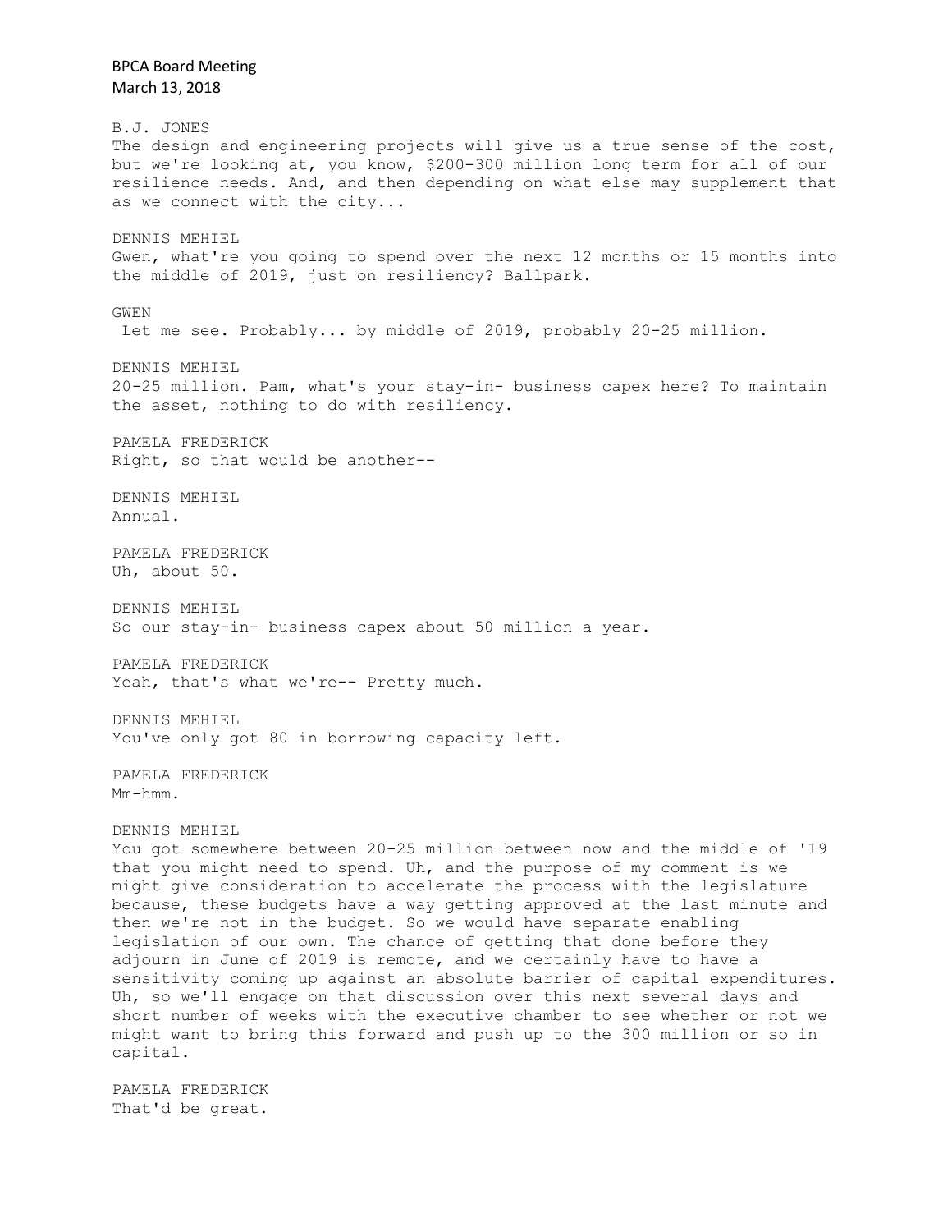B.J. JONES
The design and engineering projects will give us a true sense of the cost, but we're looking at, you know, $200-300 million long term for all of our resilience needs. And, and then depending on what else may supplement that as we connect with the city...

DENNIS MEHIEL
Gwen, what're you going to spend over the next 12 months or 15 months into the middle of 2019, just on resiliency? Ballpark.

GWEN
Let me see. Probably... by middle of 2019, probably 20-25 million.

DENNIS MEHIEL
20-25 million. Pam, what's your stay-in- business capex here? To maintain the asset, nothing to do with resiliency.

PAMELA FREDERICK
Right, so that would be another--

DENNIS MEHIEL
Annual.

PAMELA FREDERICK
Uh, about 50.

DENNIS MEHIEL
So our stay-in- business capex about 50 million a year.

PAMELA FREDERICK
Yeah, that's what we're-- Pretty much.

DENNIS MEHIEL
You've only got 80 in borrowing capacity left.

PAMELA FREDERICK
Mm-hmm.

DENNIS MEHIEL
You got somewhere between 20-25 million between now and the middle of '19 that you might need to spend. Uh, and the purpose of my comment is we might give consideration to accelerate the process with the legislature because, these budgets have a way getting approved at the last minute and then we're not in the budget. So we would have separate enabling legislation of our own. The chance of getting that done before they adjourn in June of 2019 is remote, and we certainly have to have a sensitivity coming up against an absolute barrier of capital expenditures. Uh, so we'll engage on that discussion over this next several days and short number of weeks with the executive chamber to see whether or not we might want to bring this forward and push up to the 300 million or so in capital.

PAMELA FREDERICK
That'd be great.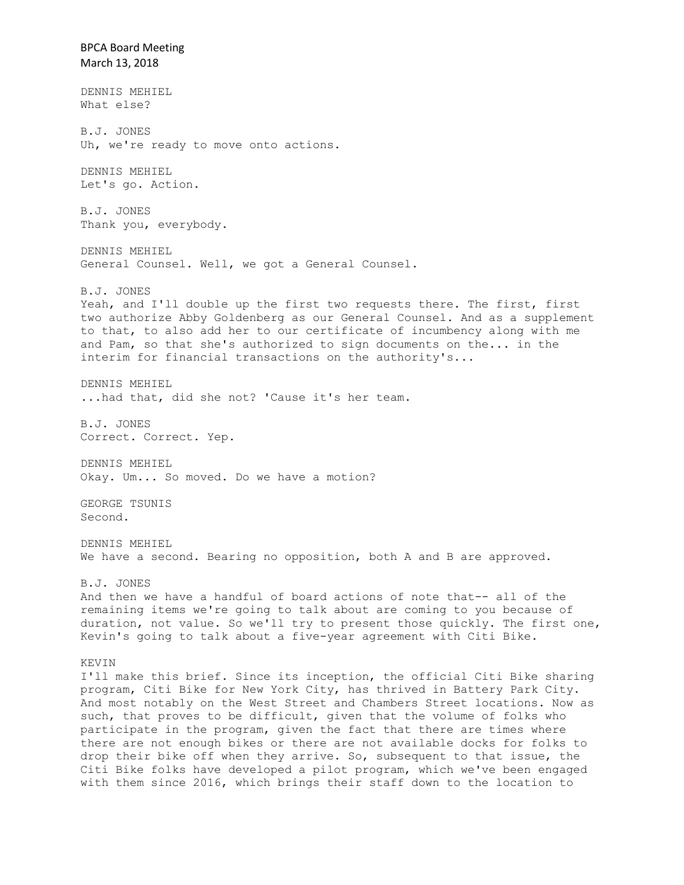DENNIS MEHIEL
What else?

B.J. JONES
Uh, we're ready to move onto actions.

DENNIS MEHIEL
Let's go. Action.

B.J. JONES
Thank you, everybody.

DENNIS MEHIEL
General Counsel. Well, we got a General Counsel.

B.J. JONES
Yeah, and I'll double up the first two requests there. The first, first two authorize Abby Goldenberg as our General Counsel. And as a supplement to that, to also add her to our certificate of incumbency along with me and Pam, so that she's authorized to sign documents on the... in the interim for financial transactions on the authority's...

DENNIS MEHIEL
...had that, did she not? 'Cause it's her team.

B.J. JONES
Correct. Correct. Yep.

DENNIS MEHIEL
Okay. Um... So moved. Do we have a motion?

GEORGE TSUNIS
Second.

DENNIS MEHIEL
We have a second. Bearing no opposition, both A and B are approved.

B.J. JONES
And then we have a handful of board actions of note that-- all of the remaining items we're going to talk about are coming to you because of duration, not value. So we'll try to present those quickly. The first one, Kevin's going to talk about a five-year agreement with Citi Bike.

KEVIN
I'll make this brief. Since its inception, the official Citi Bike sharing program, Citi Bike for New York City, has thrived in Battery Park City. And most notably on the West Street and Chambers Street locations. Now as such, that proves to be difficult, given that the volume of folks who participate in the program, given the fact that there are times where there are not enough bikes or there are not available docks for folks to drop their bike off when they arrive. So, subsequent to that issue, the Citi Bike folks have developed a pilot program, which we've been engaged with them since 2016, which brings their staff down to the location to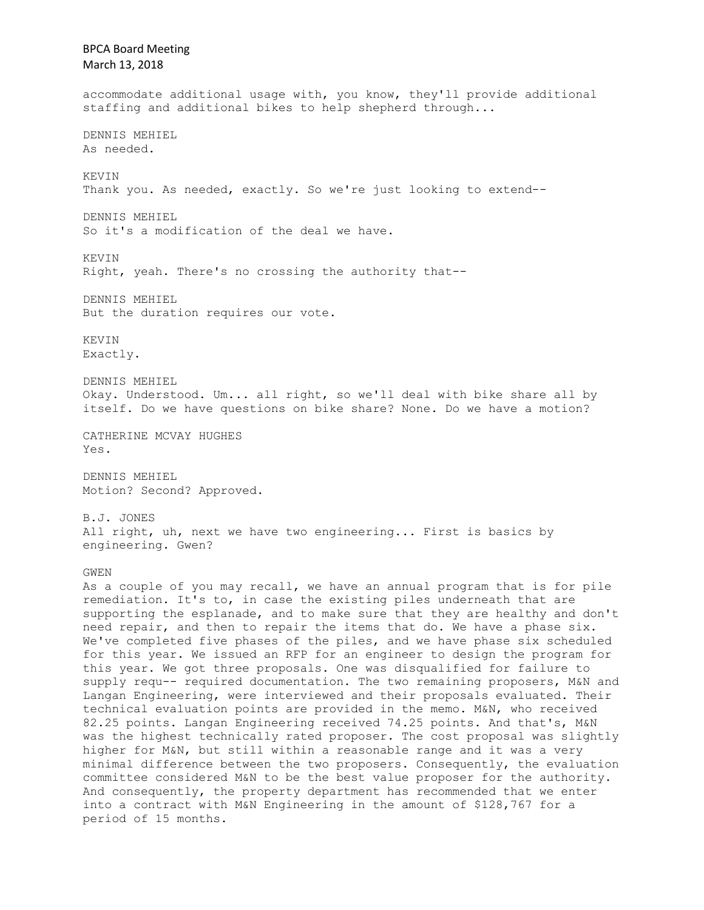accommodate additional usage with, you know, they'll provide additional staffing and additional bikes to help shepherd through...

DENNIS MEHIEL
As needed.

KEVIN
Thank you. As needed, exactly. So we're just looking to extend--

DENNIS MEHIEL
So it's a modification of the deal we have.

KEVIN
Right, yeah. There's no crossing the authority that--

DENNIS MEHIEL
But the duration requires our vote.

KEVIN
Exactly.

DENNIS MEHIEL
Okay. Understood. Um... all right, so we'll deal with bike share all by itself. Do we have questions on bike share? None. Do we have a motion?

CATHERINE MCVAY HUGHES
Yes.

DENNIS MEHIEL
Motion? Second? Approved.

B.J. JONES
All right, uh, next we have two engineering... First is basics by engineering. Gwen?

GWEN
As a couple of you may recall, we have an annual program that is for pile remediation. It's to, in case the existing piles underneath that are supporting the esplanade, and to make sure that they are healthy and don't need repair, and then to repair the items that do. We have a phase six. We've completed five phases of the piles, and we have phase six scheduled for this year. We issued an RFP for an engineer to design the program for this year. We got three proposals. One was disqualified for failure to supply requ-- required documentation. The two remaining proposers, M&N and Langan Engineering, were interviewed and their proposals evaluated. Their technical evaluation points are provided in the memo. M&N, who received 82.25 points. Langan Engineering received 74.25 points. And that's, M&N was the highest technically rated proposer. The cost proposal was slightly higher for M&N, but still within a reasonable range and it was a very minimal difference between the two proposers. Consequently, the evaluation committee considered M&N to be the best value proposer for the authority. And consequently, the property department has recommended that we enter into a contract with M&N Engineering in the amount of $128,767 for a period of 15 months.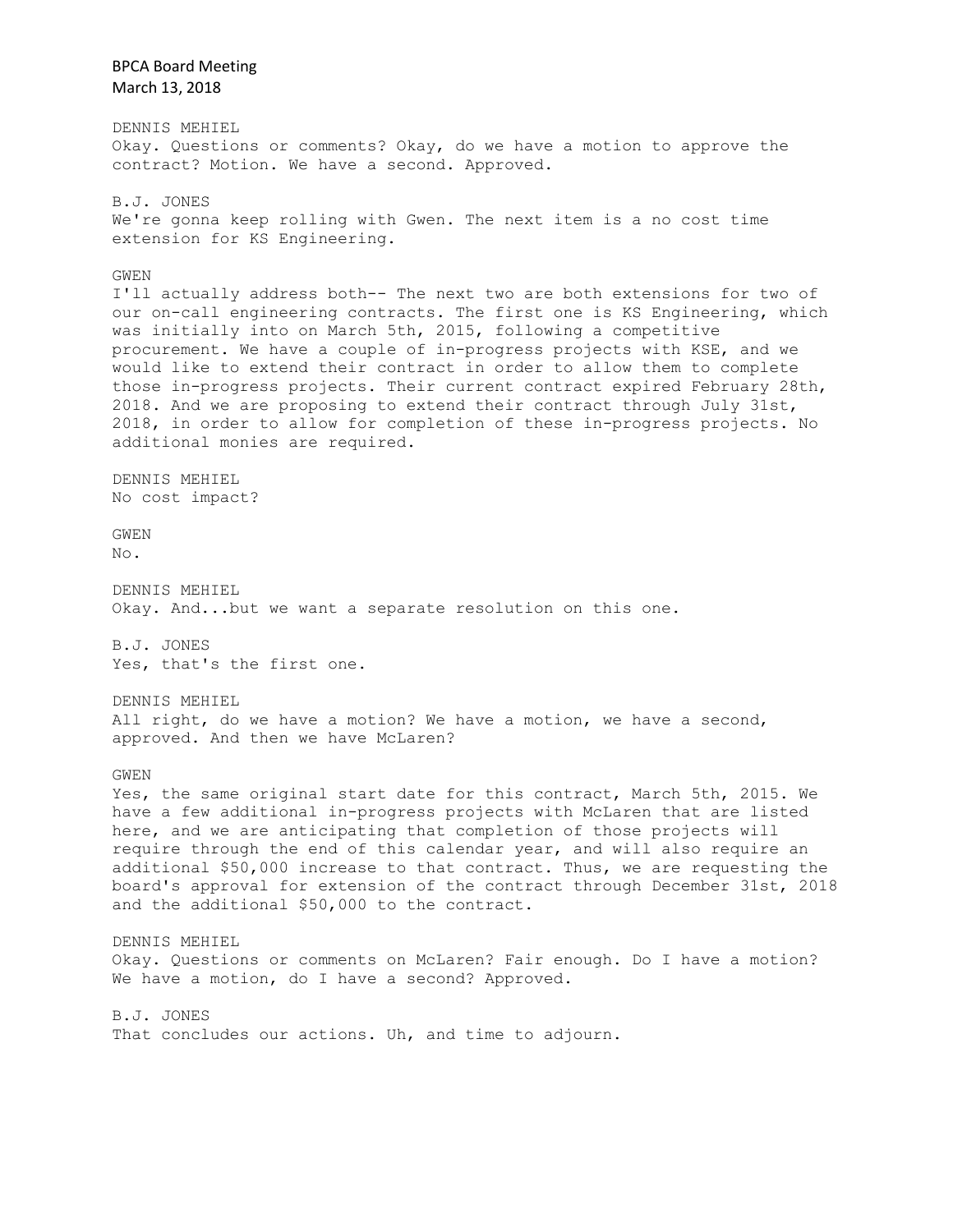DENNIS MEHIEL
Okay. Questions or comments? Okay, do we have a motion to approve the contract? Motion. We have a second. Approved.

B.J. JONES
We're gonna keep rolling with Gwen. The next item is a no cost time extension for KS Engineering.

GWEN
I'll actually address both-- The next two are both extensions for two of our on-call engineering contracts. The first one is KS Engineering, which was initially into on March 5th, 2015, following a competitive procurement. We have a couple of in-progress projects with KSE, and we would like to extend their contract in order to allow them to complete those in-progress projects. Their current contract expired February 28th, 2018. And we are proposing to extend their contract through July 31st, 2018, in order to allow for completion of these in-progress projects. No additional monies are required.

DENNIS MEHIEL
No cost impact?

GWEN
No.

DENNIS MEHIEL
Okay. And...but we want a separate resolution on this one.

B.J. JONES
Yes, that's the first one.

DENNIS MEHIEL
All right, do we have a motion? We have a motion, we have a second, approved. And then we have McLaren?

GWEN
Yes, the same original start date for this contract, March 5th, 2015. We have a few additional in-progress projects with McLaren that are listed here, and we are anticipating that completion of those projects will require through the end of this calendar year, and will also require an additional $50,000 increase to that contract. Thus, we are requesting the board's approval for extension of the contract through December 31st, 2018 and the additional $50,000 to the contract.

DENNIS MEHIEL
Okay. Questions or comments on McLaren? Fair enough. Do I have a motion? We have a motion, do I have a second? Approved.

B.J. JONES
That concludes our actions. Uh, and time to adjourn.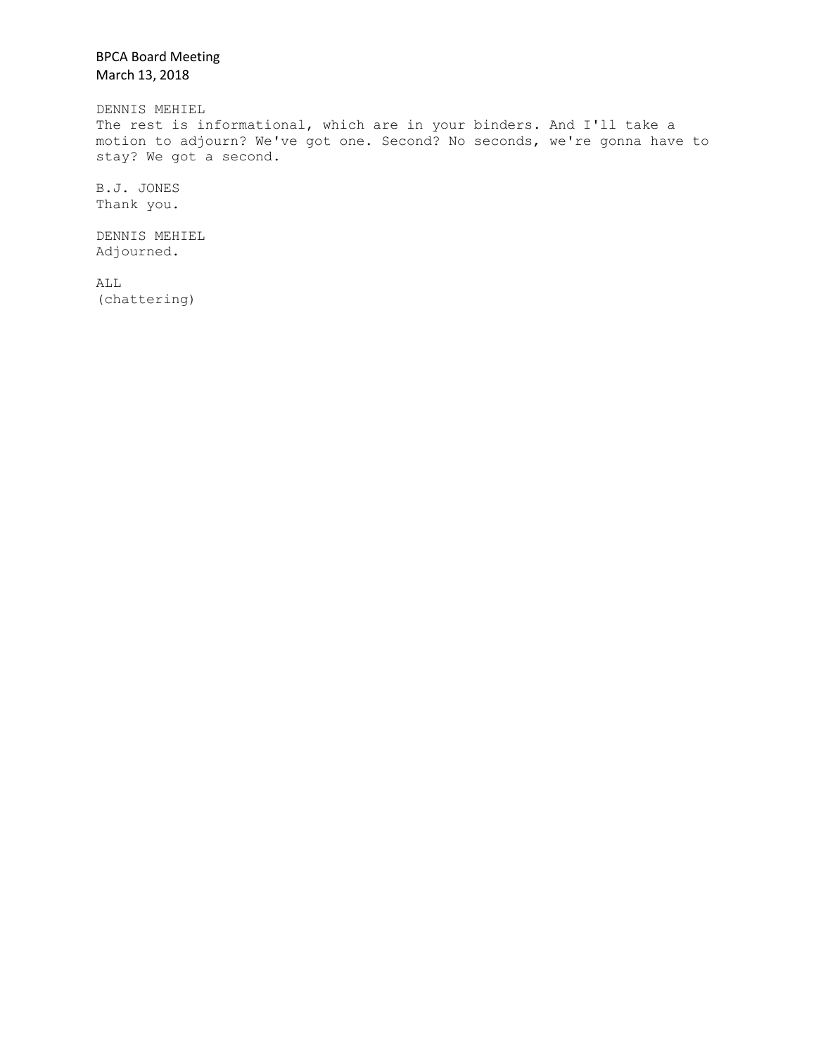DENNIS MEHIEL
The rest is informational, which are in your binders. And I'll take a motion to adjourn? We've got one. Second? No seconds, we're gonna have to stay? We got a second.

B.J. JONES
Thank you.

DENNIS MEHIEL
Adjourned.

ALL
(chattering)